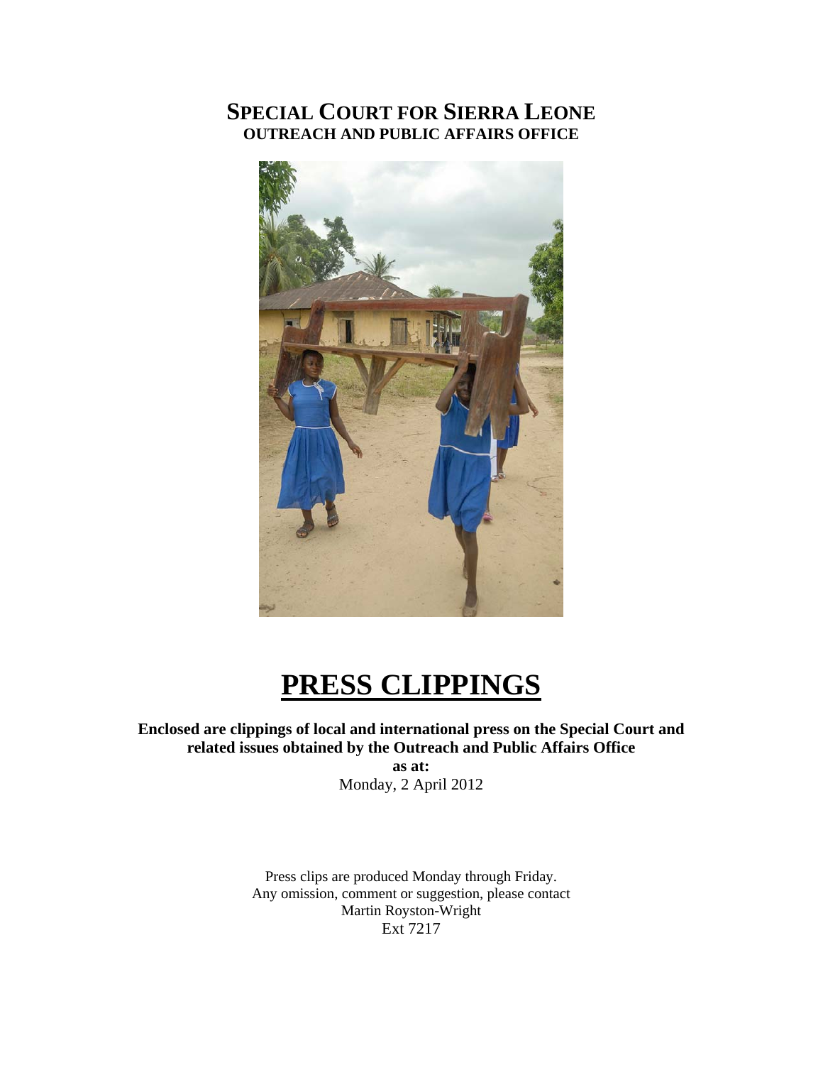# SPECIAL COURT FOR SIERRA LEONE
## OUTREACH AND PUBLIC AFFAIRS OFFICE

# PRESS CLIPPINGS

**Enclosed are clippings of local and international press on the Special Court and related issues obtained by the Outreach and Public Affairs Office**

**as at:**

Monday, 2 April 2012

Press clips are produced Monday through Friday.
Any omission, comment or suggestion, please contact
Martin Royston-Wright
Ext 7217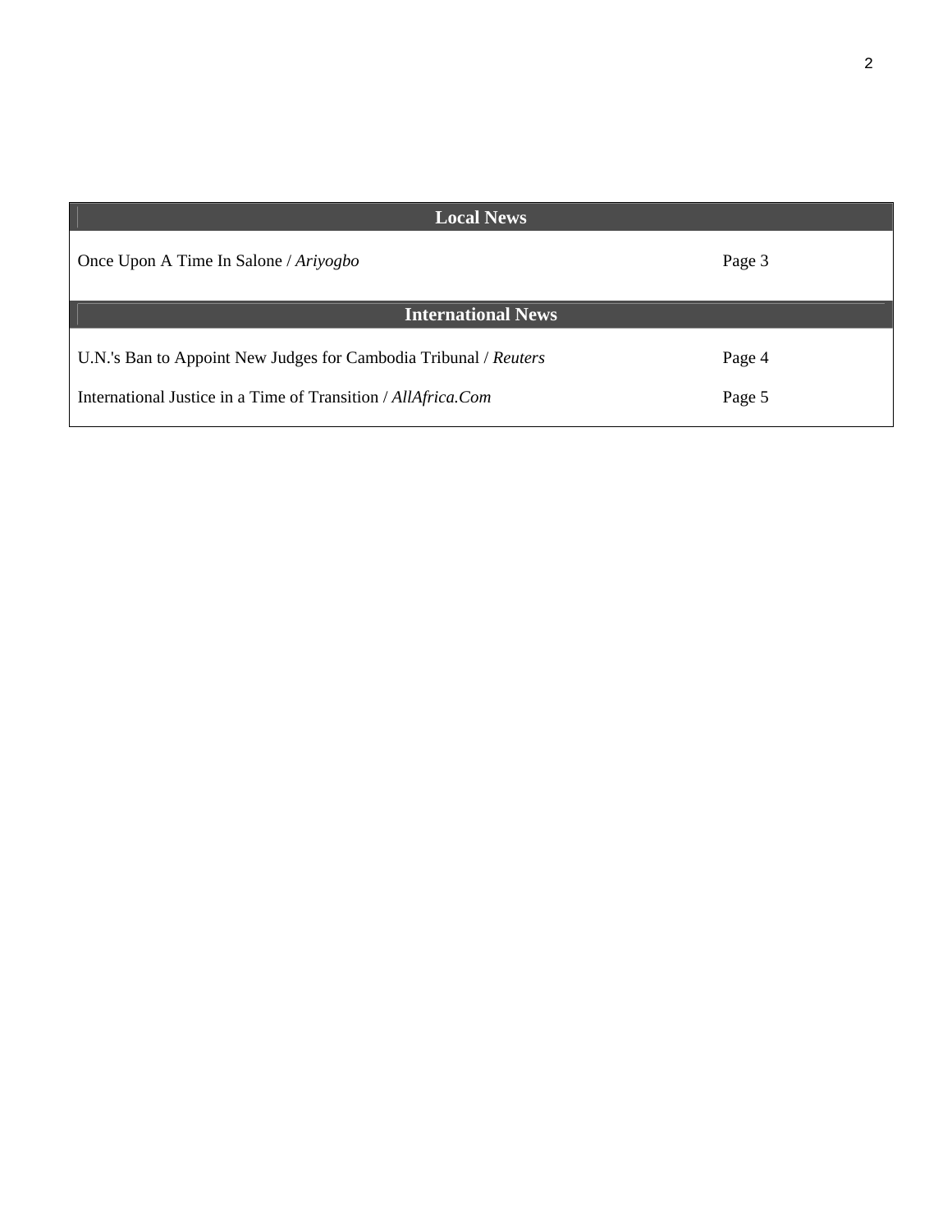| Local News | |
| --- | --- |
| Once Upon A Time In Salone / *Ariyogbo* | Page 3 |
| **International News** | |
| U.N.'s Ban to Appoint New Judges for Cambodia Tribunal / *Reuters* | Page 4 |
| International Justice in a Time of Transition / *AllAfrica.Com* | Page 5 |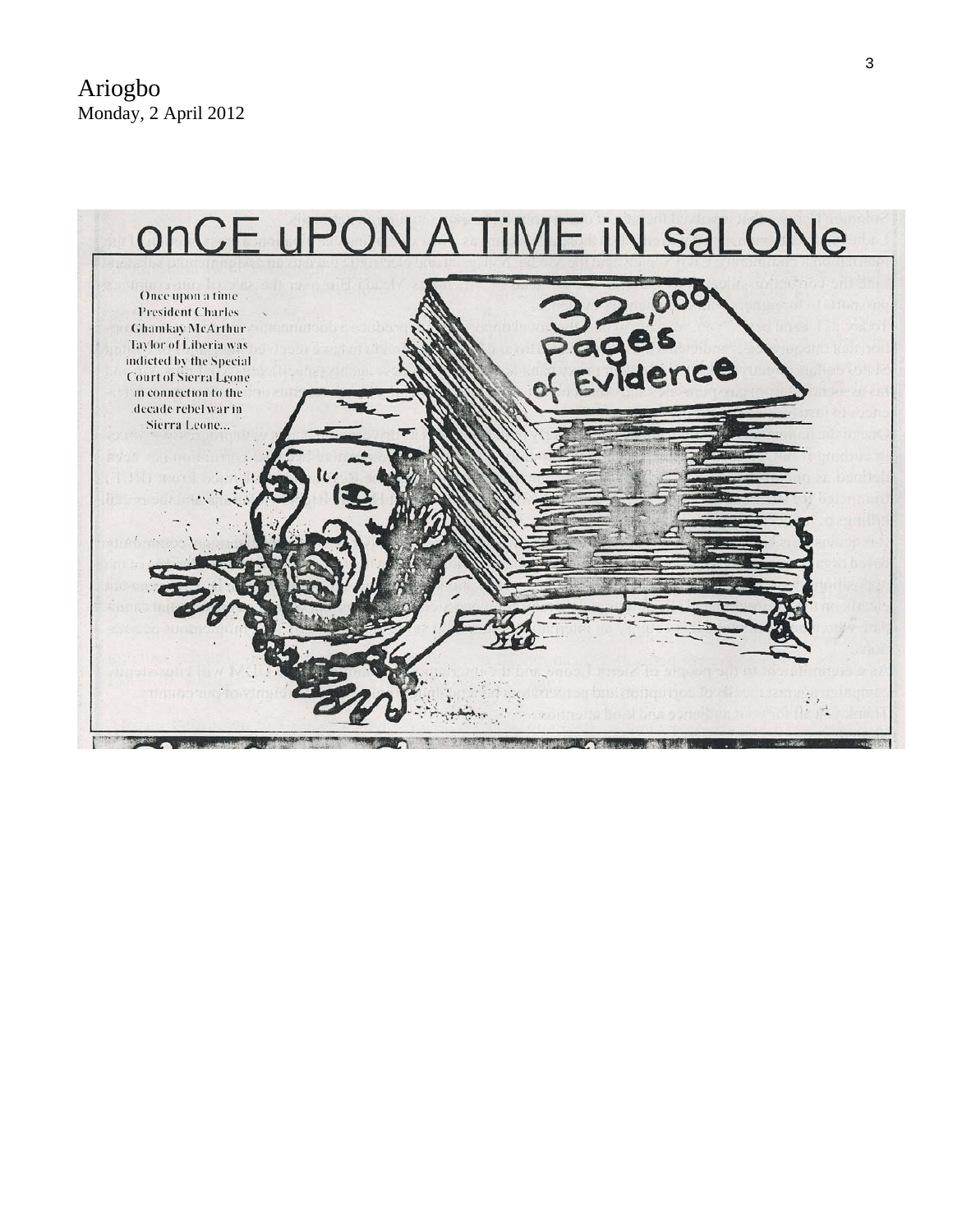Ariogbo
Monday, 2 April 2012

# onCE uPON A TiME iN saLONe

Once upon a time President Charles Ghankay McArthur Taylor of Liberia was indicted by the Special Court of Sierra Leone in connection to the decade rebel war in Sierra Leone...

32,000 Pages of Evidence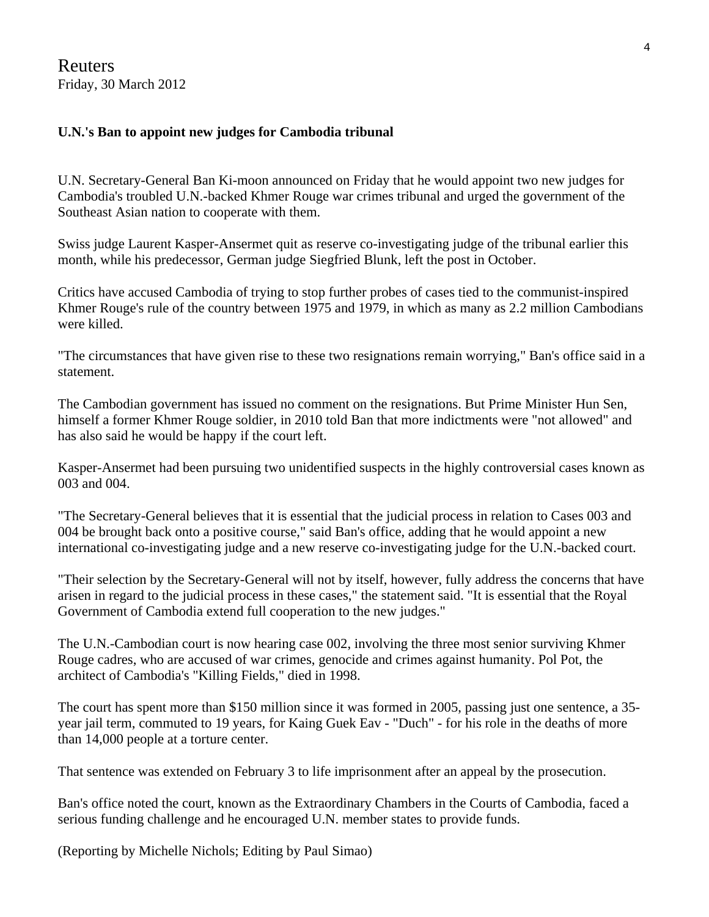Reuters
Friday, 30 March 2012

**U.N.'s Ban to appoint new judges for Cambodia tribunal**

U.N. Secretary-General Ban Ki-moon announced on Friday that he would appoint two new judges for Cambodia's troubled U.N.-backed Khmer Rouge war crimes tribunal and urged the government of the Southeast Asian nation to cooperate with them.

Swiss judge Laurent Kasper-Ansermet quit as reserve co-investigating judge of the tribunal earlier this month, while his predecessor, German judge Siegfried Blunk, left the post in October.

Critics have accused Cambodia of trying to stop further probes of cases tied to the communist-inspired Khmer Rouge's rule of the country between 1975 and 1979, in which as many as 2.2 million Cambodians were killed.

"The circumstances that have given rise to these two resignations remain worrying," Ban's office said in a statement.

The Cambodian government has issued no comment on the resignations. But Prime Minister Hun Sen, himself a former Khmer Rouge soldier, in 2010 told Ban that more indictments were "not allowed" and has also said he would be happy if the court left.

Kasper-Ansermet had been pursuing two unidentified suspects in the highly controversial cases known as 003 and 004.

"The Secretary-General believes that it is essential that the judicial process in relation to Cases 003 and 004 be brought back onto a positive course," said Ban's office, adding that he would appoint a new international co-investigating judge and a new reserve co-investigating judge for the U.N.-backed court.

"Their selection by the Secretary-General will not by itself, however, fully address the concerns that have arisen in regard to the judicial process in these cases," the statement said. "It is essential that the Royal Government of Cambodia extend full cooperation to the new judges."

The U.N.-Cambodian court is now hearing case 002, involving the three most senior surviving Khmer Rouge cadres, who are accused of war crimes, genocide and crimes against humanity. Pol Pot, the architect of Cambodia's "Killing Fields," died in 1998.

The court has spent more than $150 million since it was formed in 2005, passing just one sentence, a 35-year jail term, commuted to 19 years, for Kaing Guek Eav - "Duch" - for his role in the deaths of more than 14,000 people at a torture center.

That sentence was extended on February 3 to life imprisonment after an appeal by the prosecution.

Ban's office noted the court, known as the Extraordinary Chambers in the Courts of Cambodia, faced a serious funding challenge and he encouraged U.N. member states to provide funds.

(Reporting by Michelle Nichols; Editing by Paul Simao)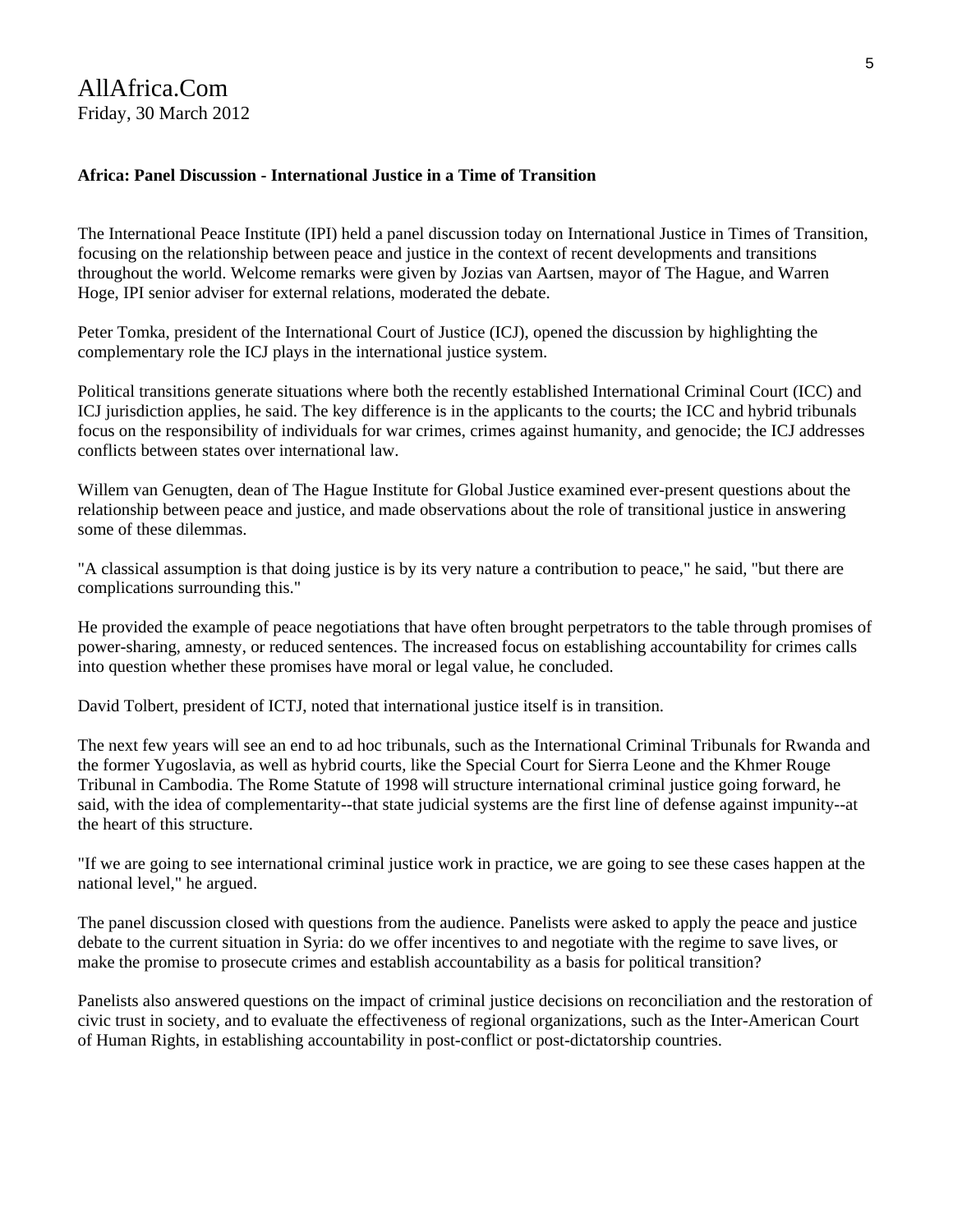AllAfrica.Com
Friday, 30 March 2012

**Africa: Panel Discussion - International Justice in a Time of Transition**

The International Peace Institute (IPI) held a panel discussion today on International Justice in Times of Transition, focusing on the relationship between peace and justice in the context of recent developments and transitions throughout the world. Welcome remarks were given by Jozias van Aartsen, mayor of The Hague, and Warren Hoge, IPI senior adviser for external relations, moderated the debate.

Peter Tomka, president of the International Court of Justice (ICJ), opened the discussion by highlighting the complementary role the ICJ plays in the international justice system.

Political transitions generate situations where both the recently established International Criminal Court (ICC) and ICJ jurisdiction applies, he said. The key difference is in the applicants to the courts; the ICC and hybrid tribunals focus on the responsibility of individuals for war crimes, crimes against humanity, and genocide; the ICJ addresses conflicts between states over international law.

Willem van Genugten, dean of The Hague Institute for Global Justice examined ever-present questions about the relationship between peace and justice, and made observations about the role of transitional justice in answering some of these dilemmas.

"A classical assumption is that doing justice is by its very nature a contribution to peace," he said, "but there are complications surrounding this."

He provided the example of peace negotiations that have often brought perpetrators to the table through promises of power-sharing, amnesty, or reduced sentences. The increased focus on establishing accountability for crimes calls into question whether these promises have moral or legal value, he concluded.

David Tolbert, president of ICTJ, noted that international justice itself is in transition.

The next few years will see an end to ad hoc tribunals, such as the International Criminal Tribunals for Rwanda and the former Yugoslavia, as well as hybrid courts, like the Special Court for Sierra Leone and the Khmer Rouge Tribunal in Cambodia. The Rome Statute of 1998 will structure international criminal justice going forward, he said, with the idea of complementarity--that state judicial systems are the first line of defense against impunity--at the heart of this structure.

"If we are going to see international criminal justice work in practice, we are going to see these cases happen at the national level," he argued.

The panel discussion closed with questions from the audience. Panelists were asked to apply the peace and justice debate to the current situation in Syria: do we offer incentives to and negotiate with the regime to save lives, or make the promise to prosecute crimes and establish accountability as a basis for political transition?

Panelists also answered questions on the impact of criminal justice decisions on reconciliation and the restoration of civic trust in society, and to evaluate the effectiveness of regional organizations, such as the Inter-American Court of Human Rights, in establishing accountability in post-conflict or post-dictatorship countries.